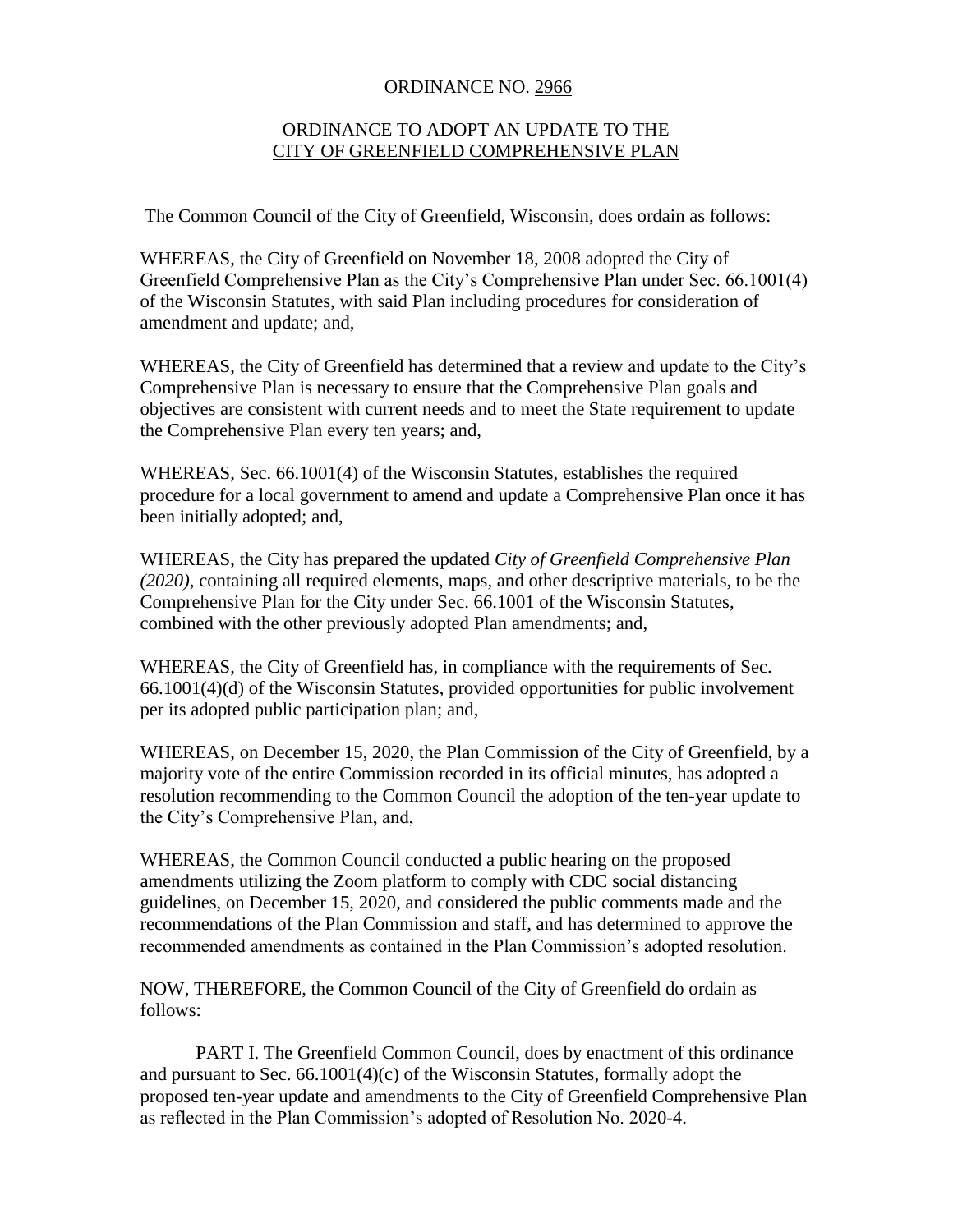ORDINANCE NO. 2966

ORDINANCE TO ADOPT AN UPDATE TO THE CITY OF GREENFIELD COMPREHENSIVE PLAN

The Common Council of the City of Greenfield, Wisconsin, does ordain as follows:

WHEREAS, the City of Greenfield on November 18, 2008 adopted the City of Greenfield Comprehensive Plan as the City's Comprehensive Plan under Sec. 66.1001(4) of the Wisconsin Statutes, with said Plan including procedures for consideration of amendment and update; and,

WHEREAS, the City of Greenfield has determined that a review and update to the City's Comprehensive Plan is necessary to ensure that the Comprehensive Plan goals and objectives are consistent with current needs and to meet the State requirement to update the Comprehensive Plan every ten years; and,

WHEREAS, Sec. 66.1001(4) of the Wisconsin Statutes, establishes the required procedure for a local government to amend and update a Comprehensive Plan once it has been initially adopted; and,

WHEREAS, the City has prepared the updated *City of Greenfield Comprehensive Plan (2020)*, containing all required elements, maps, and other descriptive materials, to be the Comprehensive Plan for the City under Sec. 66.1001 of the Wisconsin Statutes, combined with the other previously adopted Plan amendments; and,

WHEREAS, the City of Greenfield has, in compliance with the requirements of Sec. 66.1001(4)(d) of the Wisconsin Statutes, provided opportunities for public involvement per its adopted public participation plan; and,

WHEREAS, on December 15, 2020, the Plan Commission of the City of Greenfield, by a majority vote of the entire Commission recorded in its official minutes, has adopted a resolution recommending to the Common Council the adoption of the ten-year update to the City's Comprehensive Plan, and,

WHEREAS, the Common Council conducted a public hearing on the proposed amendments utilizing the Zoom platform to comply with CDC social distancing guidelines, on December 15, 2020, and considered the public comments made and the recommendations of the Plan Commission and staff, and has determined to approve the recommended amendments as contained in the Plan Commission's adopted resolution.

NOW, THEREFORE, the Common Council of the City of Greenfield do ordain as follows:

PART I. The Greenfield Common Council, does by enactment of this ordinance and pursuant to Sec. 66.1001(4)(c) of the Wisconsin Statutes, formally adopt the proposed ten-year update and amendments to the City of Greenfield Comprehensive Plan as reflected in the Plan Commission's adopted of Resolution No. 2020-4.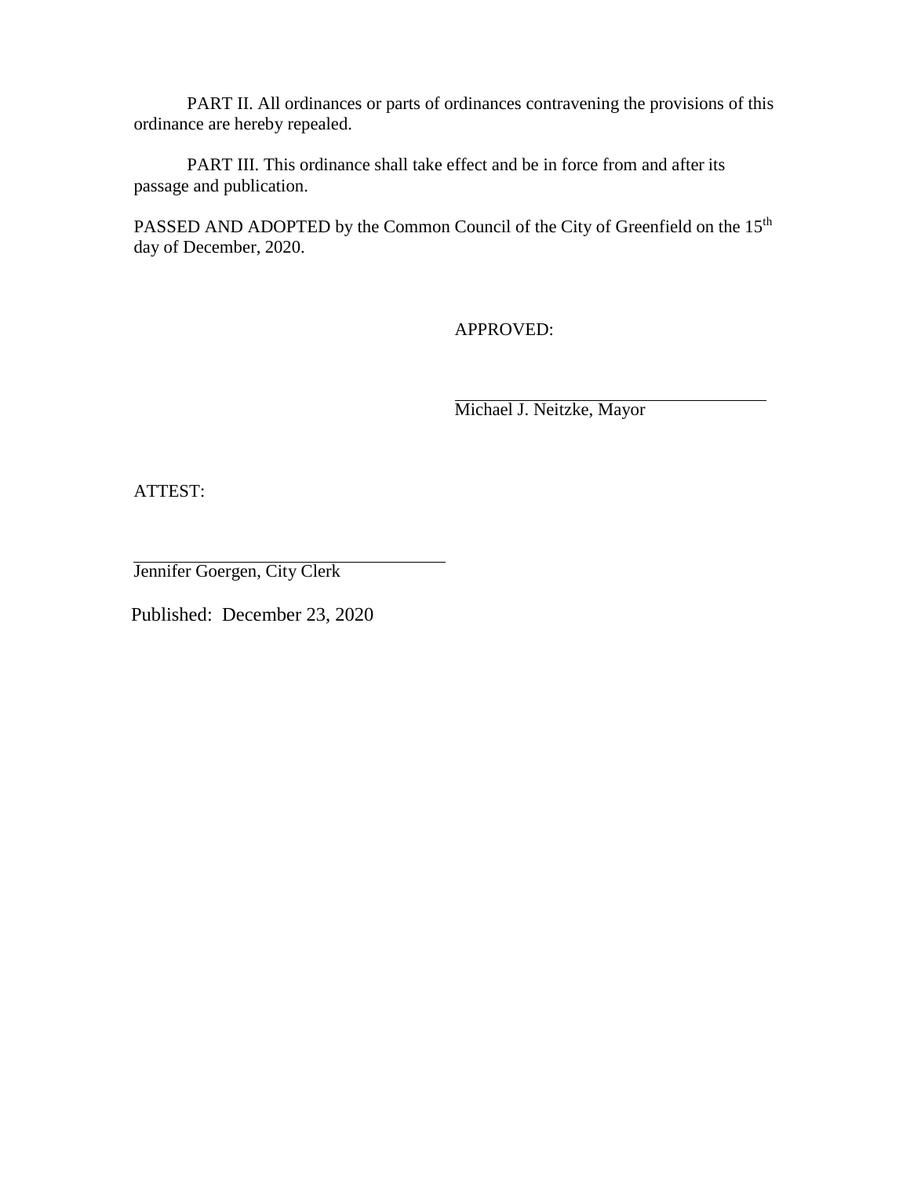PART II. All ordinances or parts of ordinances contravening the provisions of this ordinance are hereby repealed.

PART III. This ordinance shall take effect and be in force from and after its passage and publication.

PASSED AND ADOPTED by the Common Council of the City of Greenfield on the 15th day of December, 2020.

APPROVED:

______________________________
Michael J. Neitzke, Mayor

ATTEST:

______________________________
Jennifer Goergen, City Clerk

Published: December 23, 2020